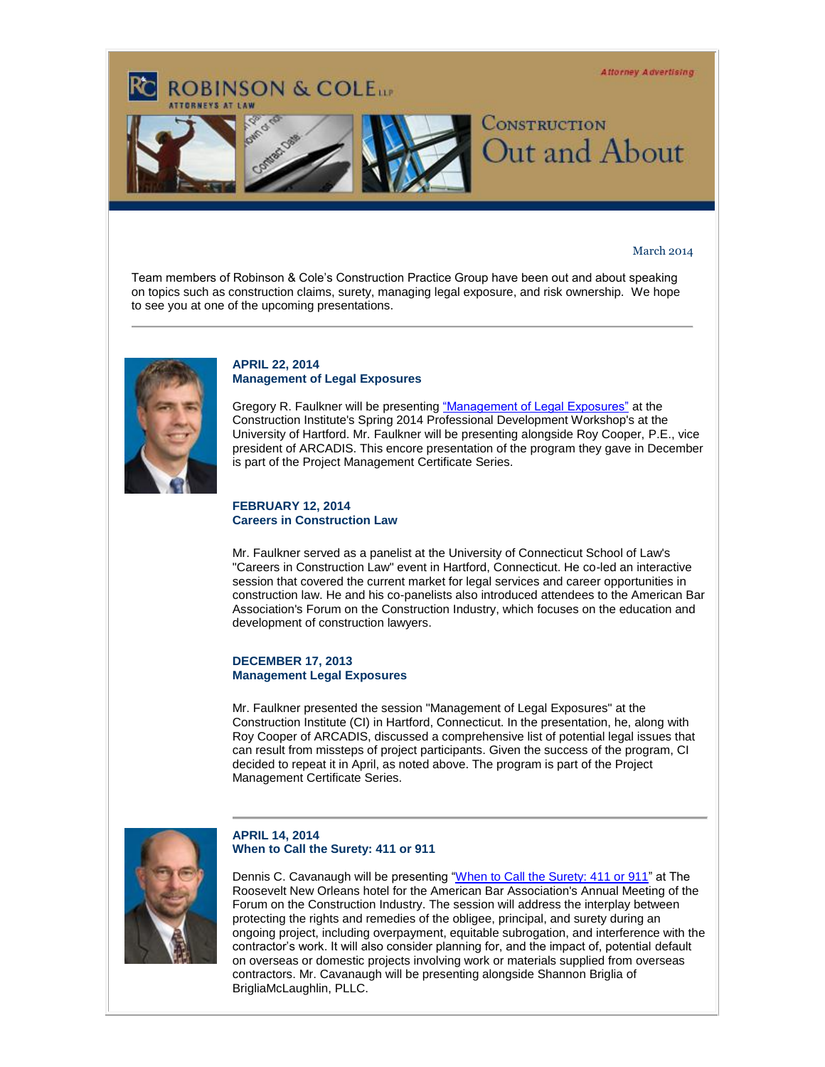ROBINSON & COLE LLP
ATTORNEYS AT LAW

*Attorney Advertising*

# Construction Out and About

March 2014

Team members of Robinson & Cole's Construction Practice Group have been out and about speaking on topics such as construction claims, surety, managing legal exposure, and risk ownership. We hope to see you at one of the upcoming presentations.

---

**APRIL 22, 2014**
**Management of Legal Exposures**

Gregory R. Faulkner will be presenting "Management of Legal Exposures" at the Construction Institute's Spring 2014 Professional Development Workshop's at the University of Hartford. Mr. Faulkner will be presenting alongside Roy Cooper, P.E., vice president of ARCADIS. This encore presentation of the program they gave in December is part of the Project Management Certificate Series.

**FEBRUARY 12, 2014**
**Careers in Construction Law**

Mr. Faulkner served as a panelist at the University of Connecticut School of Law's "Careers in Construction Law" event in Hartford, Connecticut. He co-led an interactive session that covered the current market for legal services and career opportunities in construction law. He and his co-panelists also introduced attendees to the American Bar Association's Forum on the Construction Industry, which focuses on the education and development of construction lawyers.

**DECEMBER 17, 2013**
**Management Legal Exposures**

Mr. Faulkner presented the session "Management of Legal Exposures" at the Construction Institute (CI) in Hartford, Connecticut. In the presentation, he, along with Roy Cooper of ARCADIS, discussed a comprehensive list of potential legal issues that can result from missteps of project participants. Given the success of the program, CI decided to repeat it in April, as noted above. The program is part of the Project Management Certificate Series.

---

**APRIL 14, 2014**
**When to Call the Surety: 411 or 911**

Dennis C. Cavanaugh will be presenting "When to Call the Surety: 411 or 911" at The Roosevelt New Orleans hotel for the American Bar Association's Annual Meeting of the Forum on the Construction Industry. The session will address the interplay between protecting the rights and remedies of the obligee, principal, and surety during an ongoing project, including overpayment, equitable subrogation, and interference with the contractor's work. It will also consider planning for, and the impact of, potential default on overseas or domestic projects involving work or materials supplied from overseas contractors. Mr. Cavanaugh will be presenting alongside Shannon Briglia of BrigliaMcLaughlin, PLLC.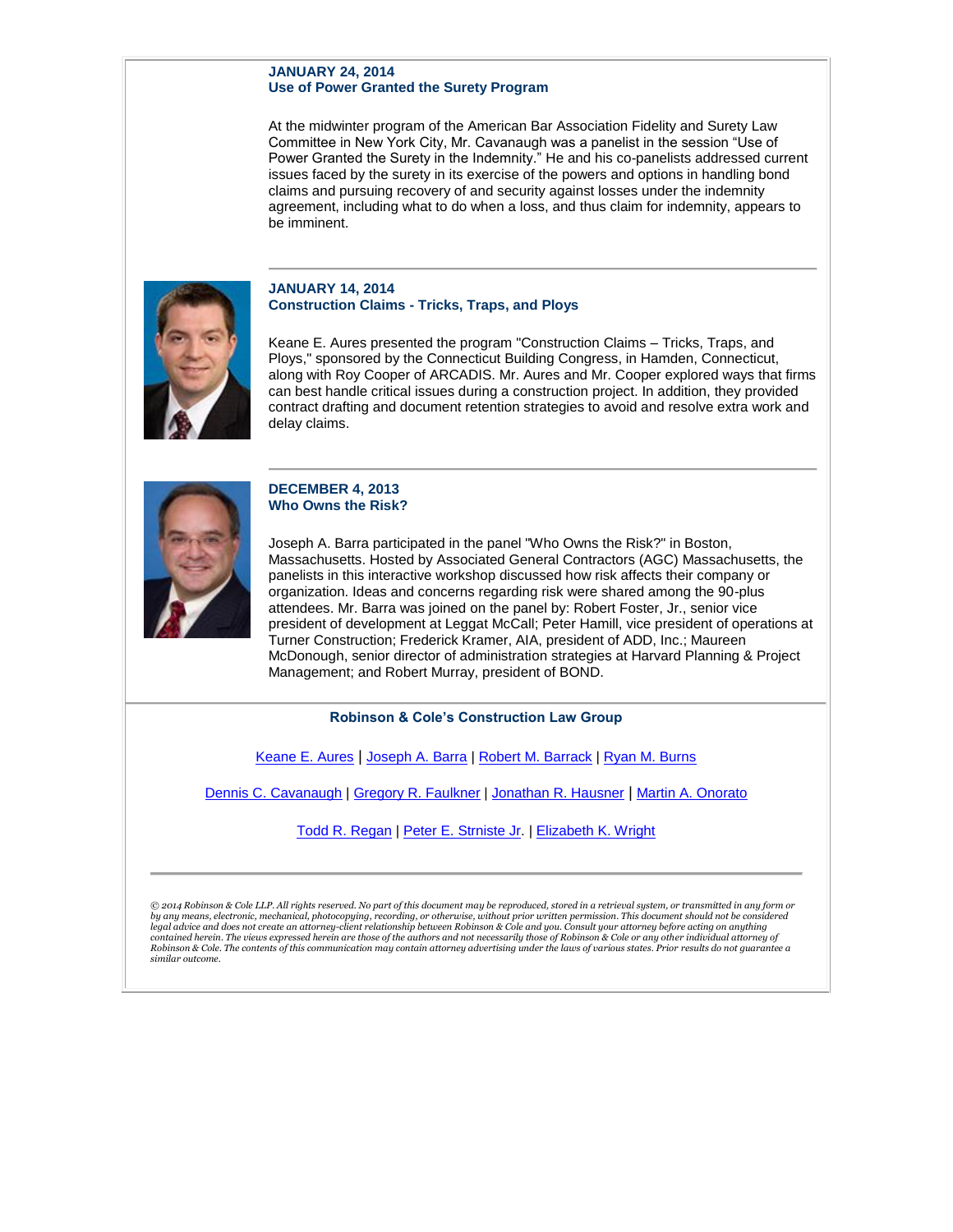### JANUARY 24, 2014
### Use of Power Granted the Surety Program

At the midwinter program of the American Bar Association Fidelity and Surety Law Committee in New York City, Mr. Cavanaugh was a panelist in the session "Use of Power Granted the Surety in the Indemnity." He and his co-panelists addressed current issues faced by the surety in its exercise of the powers and options in handling bond claims and pursuing recovery of and security against losses under the indemnity agreement, including what to do when a loss, and thus claim for indemnity, appears to be imminent.

---

### JANUARY 14, 2014
### Construction Claims - Tricks, Traps, and Ploys

Keane E. Aures presented the program "Construction Claims – Tricks, Traps, and Ploys," sponsored by the Connecticut Building Congress, in Hamden, Connecticut, along with Roy Cooper of ARCADIS. Mr. Aures and Mr. Cooper explored ways that firms can best handle critical issues during a construction project. In addition, they provided contract drafting and document retention strategies to avoid and resolve extra work and delay claims.

---

### DECEMBER 4, 2013
### Who Owns the Risk?

Joseph A. Barra participated in the panel "Who Owns the Risk?" in Boston, Massachusetts. Hosted by Associated General Contractors (AGC) Massachusetts, the panelists in this interactive workshop discussed how risk affects their company or organization. Ideas and concerns regarding risk were shared among the 90-plus attendees. Mr. Barra was joined on the panel by: Robert Foster, Jr., senior vice president of development at Leggat McCall; Peter Hamill, vice president of operations at Turner Construction; Frederick Kramer, AIA, president of ADD, Inc.; Maureen McDonough, senior director of administration strategies at Harvard Planning & Project Management; and Robert Murray, president of BOND.

---

**Robinson & Cole's Construction Law Group**

Keane E. Aures | Joseph A. Barra | Robert M. Barrack | Ryan M. Burns

Dennis C. Cavanaugh | Gregory R. Faulkner | Jonathan R. Hausner | Martin A. Onorato

Todd R. Regan | Peter E. Strniste Jr. | Elizabeth K. Wright

---

*© 2014 Robinson & Cole LLP. All rights reserved. No part of this document may be reproduced, stored in a retrieval system, or transmitted in any form or by any means, electronic, mechanical, photocopying, recording, or otherwise, without prior written permission. This document should not be considered legal advice and does not create an attorney-client relationship between Robinson & Cole and you. Consult your attorney before acting on anything contained herein. The views expressed herein are those of the authors and not necessarily those of Robinson & Cole or any other individual attorney of Robinson & Cole. The contents of this communication may contain attorney advertising under the laws of various states. Prior results do not guarantee a similar outcome.*